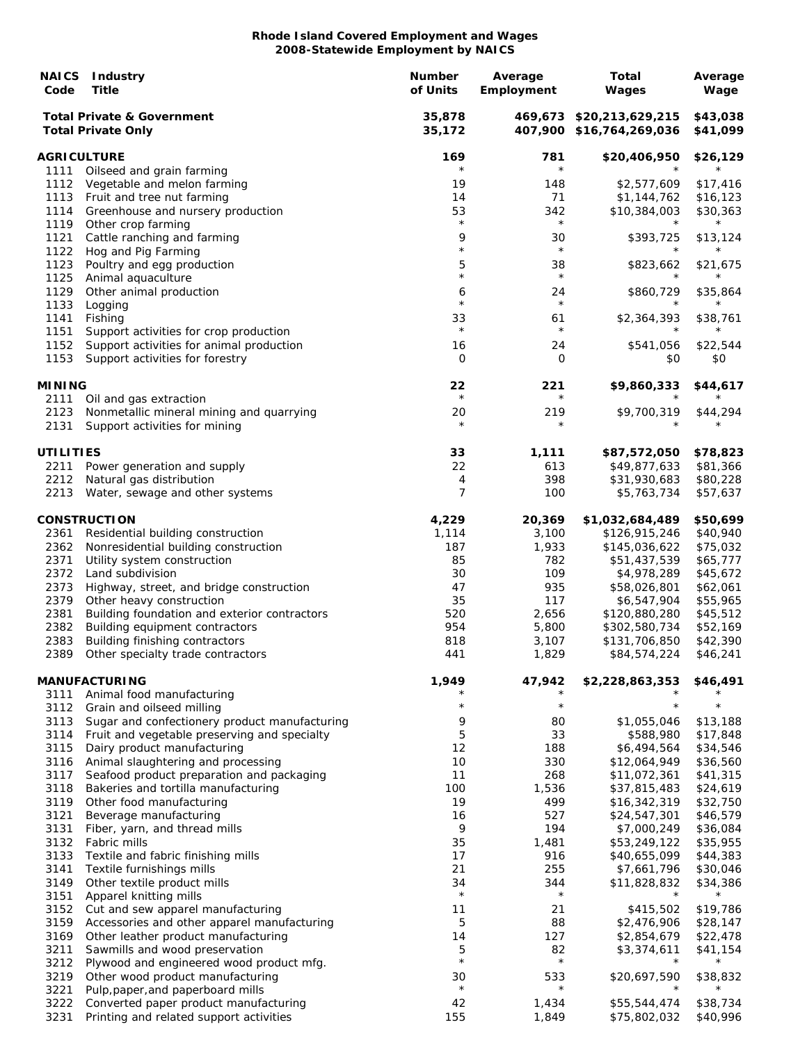**Rhode Island Covered Employment and Wages**
**2008-Statewide Employment by NAICS**

| NAICS Code | Industry Title | Number of Units | Average Employment | Total Wages | Average Wage |
|---|---|---|---|---|---|
| | **Total Private & Government** | **35,878** | **469,673** | **$20,213,629,215** | **$43,038** |
| | **Total Private Only** | **35,172** | **407,900** | **$16,764,269,036** | **$41,099** |
| | | | | | |
| **AGRICULTURE** | | **169** | **781** | **$20,406,950** | **$26,129** |
| 1111 | Oilseed and grain farming | * | * | * | * |
| 1112 | Vegetable and melon farming | 19 | 148 | $2,577,609 | $17,416 |
| 1113 | Fruit and tree nut farming | 14 | 71 | $1,144,762 | $16,123 |
| 1114 | Greenhouse and nursery production | 53 | 342 | $10,384,003 | $30,363 |
| 1119 | Other crop farming | * | * | * | * |
| 1121 | Cattle ranching and farming | 9 | 30 | $393,725 | $13,124 |
| 1122 | Hog and Pig Farming | * | * | * | * |
| 1123 | Poultry and egg production | 5 | 38 | $823,662 | $21,675 |
| 1125 | Animal aquaculture | * | * | * | * |
| 1129 | Other animal production | 6 | 24 | $860,729 | $35,864 |
| 1133 | Logging | * | * | * | * |
| 1141 | Fishing | 33 | 61 | $2,364,393 | $38,761 |
| 1151 | Support activities for crop production | * | * | * | * |
| 1152 | Support activities for animal production | 16 | 24 | $541,056 | $22,544 |
| 1153 | Support activities for forestry | 0 | 0 | $0 | $0 |
| | | | | | |
| **MINING** | | **22** | **221** | **$9,860,333** | **$44,617** |
| 2111 | Oil and gas extraction | * | * | * | * |
| 2123 | Nonmetallic mineral mining and quarrying | 20 | 219 | $9,700,319 | $44,294 |
| 2131 | Support activities for mining | * | * | * | * |
| | | | | | |
| **UTILITIES** | | **33** | **1,111** | **$87,572,050** | **$78,823** |
| 2211 | Power generation and supply | 22 | 613 | $49,877,633 | $81,366 |
| 2212 | Natural gas distribution | 4 | 398 | $31,930,683 | $80,228 |
| 2213 | Water, sewage and other systems | 7 | 100 | $5,763,734 | $57,637 |
| | | | | | |
| **CONSTRUCTION** | | **4,229** | **20,369** | **$1,032,684,489** | **$50,699** |
| 2361 | Residential building construction | 1,114 | 3,100 | $126,915,246 | $40,940 |
| 2362 | Nonresidential building construction | 187 | 1,933 | $145,036,622 | $75,032 |
| 2371 | Utility system construction | 85 | 782 | $51,437,539 | $65,777 |
| 2372 | Land subdivision | 30 | 109 | $4,978,289 | $45,672 |
| 2373 | Highway, street, and bridge construction | 47 | 935 | $58,026,801 | $62,061 |
| 2379 | Other heavy construction | 35 | 117 | $6,547,904 | $55,965 |
| 2381 | Building foundation and exterior contractors | 520 | 2,656 | $120,880,280 | $45,512 |
| 2382 | Building equipment contractors | 954 | 5,800 | $302,580,734 | $52,169 |
| 2383 | Building finishing contractors | 818 | 3,107 | $131,706,850 | $42,390 |
| 2389 | Other specialty trade contractors | 441 | 1,829 | $84,574,224 | $46,241 |
| | | | | | |
| **MANUFACTURING** | | **1,949** | **47,942** | **$2,228,863,353** | **$46,491** |
| 3111 | Animal food manufacturing | * | * | * | * |
| 3112 | Grain and oilseed milling | * | * | * | * |
| 3113 | Sugar and confectionery product manufacturing | 9 | 80 | $1,055,046 | $13,188 |
| 3114 | Fruit and vegetable preserving and specialty | 5 | 33 | $588,980 | $17,848 |
| 3115 | Dairy product manufacturing | 12 | 188 | $6,494,564 | $34,546 |
| 3116 | Animal slaughtering and processing | 10 | 330 | $12,064,949 | $36,560 |
| 3117 | Seafood product preparation and packaging | 11 | 268 | $11,072,361 | $41,315 |
| 3118 | Bakeries and tortilla manufacturing | 100 | 1,536 | $37,815,483 | $24,619 |
| 3119 | Other food manufacturing | 19 | 499 | $16,342,319 | $32,750 |
| 3121 | Beverage manufacturing | 16 | 527 | $24,547,301 | $46,579 |
| 3131 | Fiber, yarn, and thread mills | 9 | 194 | $7,000,249 | $36,084 |
| 3132 | Fabric mills | 35 | 1,481 | $53,249,122 | $35,955 |
| 3133 | Textile and fabric finishing mills | 17 | 916 | $40,655,099 | $44,383 |
| 3141 | Textile furnishings mills | 21 | 255 | $7,661,796 | $30,046 |
| 3149 | Other textile product mills | 34 | 344 | $11,828,832 | $34,386 |
| 3151 | Apparel knitting mills | * | * | * | * |
| 3152 | Cut and sew apparel manufacturing | 11 | 21 | $415,502 | $19,786 |
| 3159 | Accessories and other apparel manufacturing | 5 | 88 | $2,476,906 | $28,147 |
| 3169 | Other leather product manufacturing | 14 | 127 | $2,854,679 | $22,478 |
| 3211 | Sawmills and wood preservation | 5 | 82 | $3,374,611 | $41,154 |
| 3212 | Plywood and engineered wood product mfg. | * | * | * | * |
| 3219 | Other wood product manufacturing | 30 | 533 | $20,697,590 | $38,832 |
| 3221 | Pulp,paper,and paperboard mills | * | * | * | * |
| 3222 | Converted paper product manufacturing | 42 | 1,434 | $55,544,474 | $38,734 |
| 3231 | Printing and related support activities | 155 | 1,849 | $75,802,032 | $40,996 |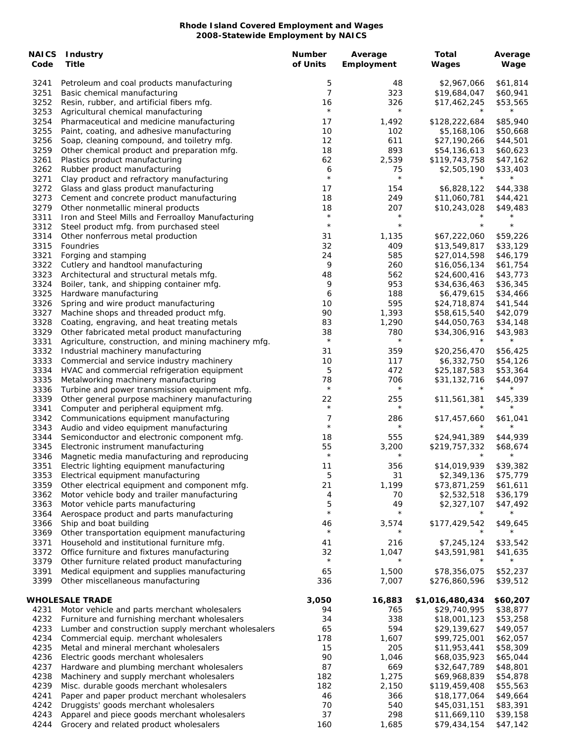**Rhode Island Covered Employment and Wages**
**2008-Statewide Employment by NAICS**

| NAICS Code | Industry Title | Number of Units | Average Employment | Total Wages | Average Wage |
|---|---|---|---|---|---|
| 3241 | Petroleum and coal products manufacturing | 5 | 48 | $2,967,066 | $61,814 |
| 3251 | Basic chemical manufacturing | 7 | 323 | $19,684,047 | $60,941 |
| 3252 | Resin, rubber, and artificial fibers mfg. | 16 | 326 | $17,462,245 | $53,565 |
| 3253 | Agricultural chemical manufacturing | * | * | * | * |
| 3254 | Pharmaceutical and medicine manufacturing | 17 | 1,492 | $128,222,684 | $85,940 |
| 3255 | Paint, coating, and adhesive manufacturing | 10 | 102 | $5,168,106 | $50,668 |
| 3256 | Soap, cleaning compound, and toiletry mfg. | 12 | 611 | $27,190,266 | $44,501 |
| 3259 | Other chemical product and preparation mfg. | 18 | 893 | $54,136,613 | $60,623 |
| 3261 | Plastics product manufacturing | 62 | 2,539 | $119,743,758 | $47,162 |
| 3262 | Rubber product manufacturing | 6 | 75 | $2,505,190 | $33,403 |
| 3271 | Clay product and refractory manufacturing | * | * | * | * |
| 3272 | Glass and glass product manufacturing | 17 | 154 | $6,828,122 | $44,338 |
| 3273 | Cement and concrete product manufacturing | 18 | 249 | $11,060,781 | $44,421 |
| 3279 | Other nonmetallic mineral products | 18 | 207 | $10,243,028 | $49,483 |
| 3311 | Iron and Steel Mills and Ferroalloy Manufacturing | * | * | * | * |
| 3312 | Steel product mfg. from purchased steel | * | * | * | * |
| 3314 | Other nonferrous metal production | 31 | 1,135 | $67,222,060 | $59,226 |
| 3315 | Foundries | 32 | 409 | $13,549,817 | $33,129 |
| 3321 | Forging and stamping | 24 | 585 | $27,014,598 | $46,179 |
| 3322 | Cutlery and handtool manufacturing | 9 | 260 | $16,056,134 | $61,754 |
| 3323 | Architectural and structural metals mfg. | 48 | 562 | $24,600,416 | $43,773 |
| 3324 | Boiler, tank, and shipping container mfg. | 9 | 953 | $34,636,463 | $36,345 |
| 3325 | Hardware manufacturing | 6 | 188 | $6,479,615 | $34,466 |
| 3326 | Spring and wire product manufacturing | 10 | 595 | $24,718,874 | $41,544 |
| 3327 | Machine shops and threaded product mfg. | 90 | 1,393 | $58,615,540 | $42,079 |
| 3328 | Coating, engraving, and heat treating metals | 83 | 1,290 | $44,050,763 | $34,148 |
| 3329 | Other fabricated metal product manufacturing | 38 | 780 | $34,306,916 | $43,983 |
| 3331 | Agriculture, construction, and mining machinery mfg. | * | * | * | * |
| 3332 | Industrial machinery manufacturing | 31 | 359 | $20,256,470 | $56,425 |
| 3333 | Commercial and service industry machinery | 10 | 117 | $6,332,750 | $54,126 |
| 3334 | HVAC and commercial refrigeration equipment | 5 | 472 | $25,187,583 | $53,364 |
| 3335 | Metalworking machinery manufacturing | 78 | 706 | $31,132,716 | $44,097 |
| 3336 | Turbine and power transmission equipment mfg. | * | * | * | * |
| 3339 | Other general purpose machinery manufacturing | 22 | 255 | $11,561,381 | $45,339 |
| 3341 | Computer and peripheral equipment mfg. | * | * | * | * |
| 3342 | Communications equipment manufacturing | 7 | 286 | $17,457,660 | $61,041 |
| 3343 | Audio and video equipment manufacturing | * | * | * | * |
| 3344 | Semiconductor and electronic component mfg. | 18 | 555 | $24,941,389 | $44,939 |
| 3345 | Electronic instrument manufacturing | 55 | 3,200 | $219,757,332 | $68,674 |
| 3346 | Magnetic media manufacturing and reproducing | * | * | * | * |
| 3351 | Electric lighting equipment manufacturing | 11 | 356 | $14,019,939 | $39,382 |
| 3353 | Electrical equipment manufacturing | 5 | 31 | $2,349,136 | $75,779 |
| 3359 | Other electrical equipment and component mfg. | 21 | 1,199 | $73,871,259 | $61,611 |
| 3362 | Motor vehicle body and trailer manufacturing | 4 | 70 | $2,532,518 | $36,179 |
| 3363 | Motor vehicle parts manufacturing | 5 | 49 | $2,327,107 | $47,492 |
| 3364 | Aerospace product and parts manufacturing | * | * | * | * |
| 3366 | Ship and boat building | 46 | 3,574 | $177,429,542 | $49,645 |
| 3369 | Other transportation equipment manufacturing | * | * | * | * |
| 3371 | Household and institutional furniture mfg. | 41 | 216 | $7,245,124 | $33,542 |
| 3372 | Office furniture and fixtures manufacturing | 32 | 1,047 | $43,591,981 | $41,635 |
| 3379 | Other furniture related product manufacturing | * | * | * | * |
| 3391 | Medical equipment and supplies manufacturing | 65 | 1,500 | $78,356,075 | $52,237 |
| 3399 | Other miscellaneous manufacturing | 336 | 7,007 | $276,860,596 | $39,512 |
| **WHOLESALE TRADE** | | **3,050** | **16,883** | **$1,016,480,434** | **$60,207** |
| 4231 | Motor vehicle and parts merchant wholesalers | 94 | 765 | $29,740,995 | $38,877 |
| 4232 | Furniture and furnishing merchant wholesalers | 34 | 338 | $18,001,123 | $53,258 |
| 4233 | Lumber and construction supply merchant wholesalers | 65 | 594 | $29,139,627 | $49,057 |
| 4234 | Commercial equip. merchant wholesalers | 178 | 1,607 | $99,725,001 | $62,057 |
| 4235 | Metal and mineral merchant wholesalers | 15 | 205 | $11,953,441 | $58,309 |
| 4236 | Electric goods merchant wholesalers | 90 | 1,046 | $68,035,923 | $65,044 |
| 4237 | Hardware and plumbing merchant wholesalers | 87 | 669 | $32,647,789 | $48,801 |
| 4238 | Machinery and supply merchant wholesalers | 182 | 1,275 | $69,968,839 | $54,878 |
| 4239 | Misc. durable goods merchant wholesalers | 182 | 2,150 | $119,459,408 | $55,563 |
| 4241 | Paper and paper product merchant wholesalers | 46 | 366 | $18,177,064 | $49,664 |
| 4242 | Druggists' goods merchant wholesalers | 70 | 540 | $45,031,151 | $83,391 |
| 4243 | Apparel and piece goods merchant wholesalers | 37 | 298 | $11,669,110 | $39,158 |
| 4244 | Grocery and related product wholesalers | 160 | 1,685 | $79,434,154 | $47,142 |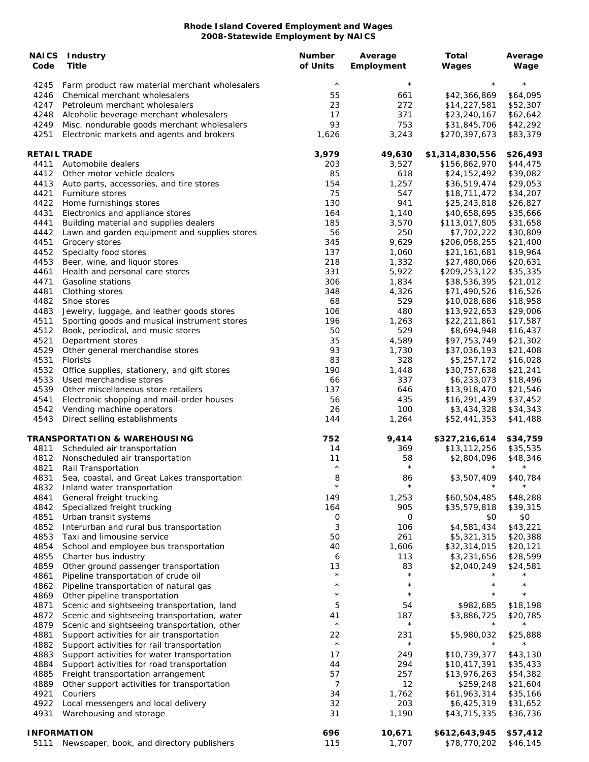# Rhode Island Covered Employment and Wages
## 2008-Statewide Employment by NAICS

| NAICS Code | Industry Title | Number of Units | Average Employment | Total Wages | Average Wage |
|---|---|---|---|---|---|
| 4245 | Farm product raw material merchant wholesalers | * | * | * | * |
| 4246 | Chemical merchant wholesalers | 55 | 661 | $42,366,869 | $64,095 |
| 4247 | Petroleum merchant wholesalers | 23 | 272 | $14,227,581 | $52,307 |
| 4248 | Alcoholic beverage merchant wholesalers | 17 | 371 | $23,240,167 | $62,642 |
| 4249 | Misc. nondurable goods merchant wholesalers | 93 | 753 | $31,845,706 | $42,292 |
| 4251 | Electronic markets and agents and brokers | 1,626 | 3,243 | $270,397,673 | $83,379 |
| **RETAIL TRADE** | | **3,979** | **49,630** | **$1,314,830,556** | **$26,493** |
| 4411 | Automobile dealers | 203 | 3,527 | $156,862,970 | $44,475 |
| 4412 | Other motor vehicle dealers | 85 | 618 | $24,152,492 | $39,082 |
| 4413 | Auto parts, accessories, and tire stores | 154 | 1,257 | $36,519,474 | $29,053 |
| 4421 | Furniture stores | 75 | 547 | $18,711,472 | $34,207 |
| 4422 | Home furnishings stores | 130 | 941 | $25,243,818 | $26,827 |
| 4431 | Electronics and appliance stores | 164 | 1,140 | $40,658,695 | $35,666 |
| 4441 | Building material and supplies dealers | 185 | 3,570 | $113,017,805 | $31,658 |
| 4442 | Lawn and garden equipment and supplies stores | 56 | 250 | $7,702,222 | $30,809 |
| 4451 | Grocery stores | 345 | 9,629 | $206,058,255 | $21,400 |
| 4452 | Specialty food stores | 137 | 1,060 | $21,161,681 | $19,964 |
| 4453 | Beer, wine, and liquor stores | 218 | 1,332 | $27,480,066 | $20,631 |
| 4461 | Health and personal care stores | 331 | 5,922 | $209,253,122 | $35,335 |
| 4471 | Gasoline stations | 306 | 1,834 | $38,536,395 | $21,012 |
| 4481 | Clothing stores | 348 | 4,326 | $71,490,526 | $16,526 |
| 4482 | Shoe stores | 68 | 529 | $10,028,686 | $18,958 |
| 4483 | Jewelry, luggage, and leather goods stores | 106 | 480 | $13,922,653 | $29,006 |
| 4511 | Sporting goods and musical instrument stores | 196 | 1,263 | $22,211,861 | $17,587 |
| 4512 | Book, periodical, and music stores | 50 | 529 | $8,694,948 | $16,437 |
| 4521 | Department stores | 35 | 4,589 | $97,753,749 | $21,302 |
| 4529 | Other general merchandise stores | 93 | 1,730 | $37,036,193 | $21,408 |
| 4531 | Florists | 83 | 328 | $5,257,172 | $16,028 |
| 4532 | Office supplies, stationery, and gift stores | 190 | 1,448 | $30,757,638 | $21,241 |
| 4533 | Used merchandise stores | 66 | 337 | $6,233,073 | $18,496 |
| 4539 | Other miscellaneous store retailers | 137 | 646 | $13,918,470 | $21,546 |
| 4541 | Electronic shopping and mail-order houses | 56 | 435 | $16,291,439 | $37,452 |
| 4542 | Vending machine operators | 26 | 100 | $3,434,328 | $34,343 |
| 4543 | Direct selling establishments | 144 | 1,264 | $52,441,353 | $41,488 |
| **TRANSPORTATION & WAREHOUSING** | | **752** | **9,414** | **$327,216,614** | **$34,759** |
| 4811 | Scheduled air transportation | 14 | 369 | $13,112,256 | $35,535 |
| 4812 | Nonscheduled air transportation | 11 | 58 | $2,804,096 | $48,346 |
| 4821 | Rail Transportation | * | * | * | * |
| 4831 | Sea, coastal, and Great Lakes transportation | 8 | 86 | $3,507,409 | $40,784 |
| 4832 | Inland water transportation | * | * | * | * |
| 4841 | General freight trucking | 149 | 1,253 | $60,504,485 | $48,288 |
| 4842 | Specialized freight trucking | 164 | 905 | $35,579,818 | $39,315 |
| 4851 | Urban transit systems | 0 | 0 | $0 | $0 |
| 4852 | Interurban and rural bus transportation | 3 | 106 | $4,581,434 | $43,221 |
| 4853 | Taxi and limousine service | 50 | 261 | $5,321,315 | $20,388 |
| 4854 | School and employee bus transportation | 40 | 1,606 | $32,314,015 | $20,121 |
| 4855 | Charter bus industry | 6 | 113 | $3,231,656 | $28,599 |
| 4859 | Other ground passenger transportation | 13 | 83 | $2,040,249 | $24,581 |
| 4861 | Pipeline transportation of crude oil | * | * | * | * |
| 4862 | Pipeline transportation of natural gas | * | * | * | * |
| 4869 | Other pipeline transportation | * | * | * | * |
| 4871 | Scenic and sightseeing transportation, land | 5 | 54 | $982,685 | $18,198 |
| 4872 | Scenic and sightseeing transportation, water | 41 | 187 | $3,886,725 | $20,785 |
| 4879 | Scenic and sightseeing transportation, other | * | * | * | * |
| 4881 | Support activities for air transportation | 22 | 231 | $5,980,032 | $25,888 |
| 4882 | Support activities for rail transportation | * | * | * | * |
| 4883 | Support activities for water transportation | 17 | 249 | $10,739,377 | $43,130 |
| 4884 | Support activities for road transportation | 44 | 294 | $10,417,391 | $35,433 |
| 4885 | Freight transportation arrangement | 57 | 257 | $13,976,263 | $54,382 |
| 4889 | Other support activities for transportation | 7 | 12 | $259,248 | $21,604 |
| 4921 | Couriers | 34 | 1,762 | $61,963,314 | $35,166 |
| 4922 | Local messengers and local delivery | 32 | 203 | $6,425,319 | $31,652 |
| 4931 | Warehousing and storage | 31 | 1,190 | $43,715,335 | $36,736 |
| **INFORMATION** | | **696** | **10,671** | **$612,643,945** | **$57,412** |
| 5111 | Newspaper, book, and directory publishers | 115 | 1,707 | $78,770,202 | $46,145 |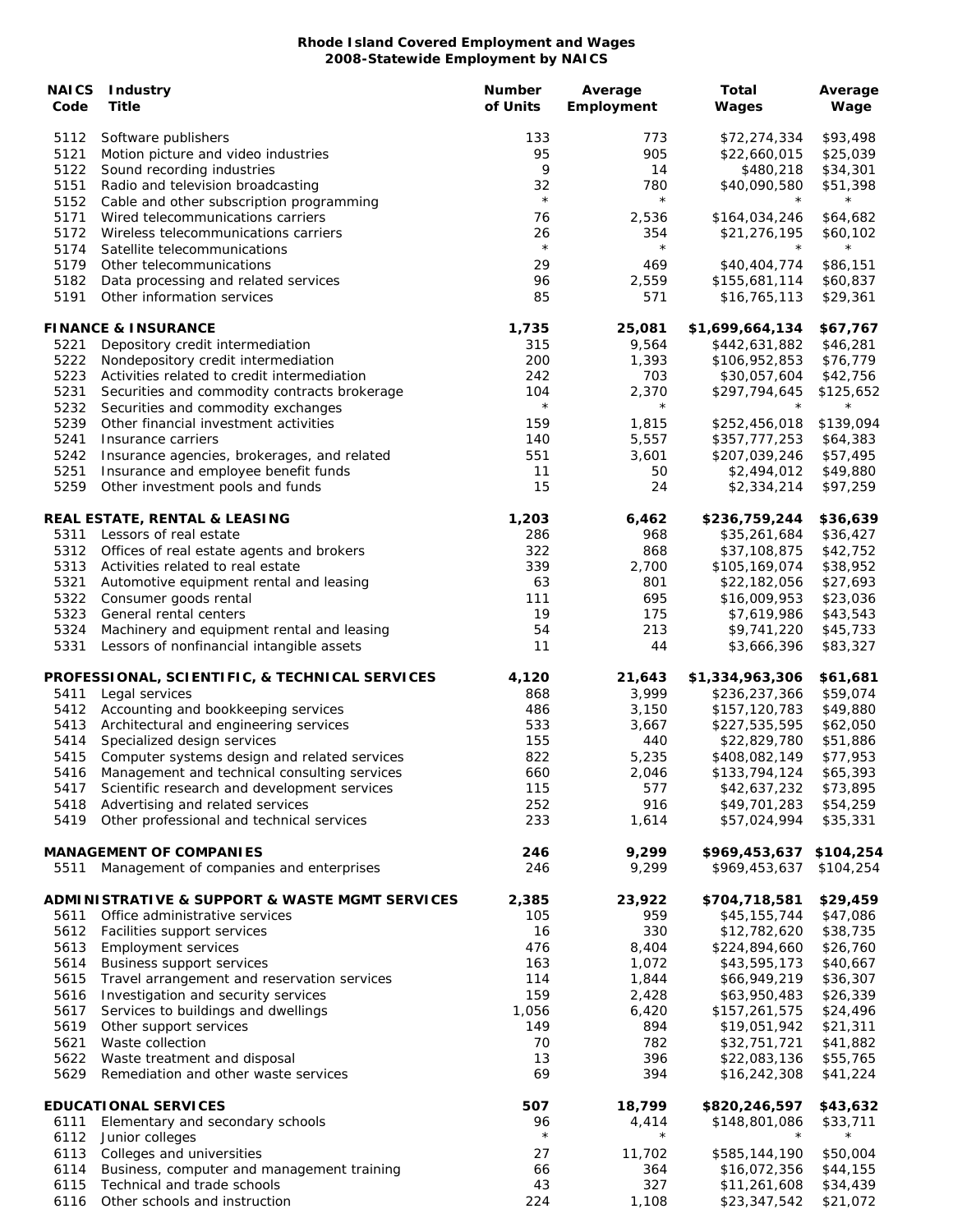**Rhode Island Covered Employment and Wages**
**2008-Statewide Employment by NAICS**

| NAICS Code | Industry Title | Number of Units | Average Employment | Total Wages | Average Wage |
|---|---|---|---|---|---|
| 5112 | Software publishers | 133 | 773 | $72,274,334 | $93,498 |
| 5121 | Motion picture and video industries | 95 | 905 | $22,660,015 | $25,039 |
| 5122 | Sound recording industries | 9 | 14 | $480,218 | $34,301 |
| 5151 | Radio and television broadcasting | 32 | 780 | $40,090,580 | $51,398 |
| 5152 | Cable and other subscription programming | * | * | * | * |
| 5171 | Wired telecommunications carriers | 76 | 2,536 | $164,034,246 | $64,682 |
| 5172 | Wireless telecommunications carriers | 26 | 354 | $21,276,195 | $60,102 |
| 5174 | Satellite telecommunications | * | * | * | * |
| 5179 | Other telecommunications | 29 | 469 | $40,404,774 | $86,151 |
| 5182 | Data processing and related services | 96 | 2,559 | $155,681,114 | $60,837 |
| 5191 | Other information services | 85 | 571 | $16,765,113 | $29,361 |
| | **FINANCE & INSURANCE** | **1,735** | **25,081** | **$1,699,664,134** | **$67,767** |
| 5221 | Depository credit intermediation | 315 | 9,564 | $442,631,882 | $46,281 |
| 5222 | Nondepository credit intermediation | 200 | 1,393 | $106,952,853 | $76,779 |
| 5223 | Activities related to credit intermediation | 242 | 703 | $30,057,604 | $42,756 |
| 5231 | Securities and commodity contracts brokerage | 104 | 2,370 | $297,794,645 | $125,652 |
| 5232 | Securities and commodity exchanges | * | * | * | * |
| 5239 | Other financial investment activities | 159 | 1,815 | $252,456,018 | $139,094 |
| 5241 | Insurance carriers | 140 | 5,557 | $357,777,253 | $64,383 |
| 5242 | Insurance agencies, brokerages, and related | 551 | 3,601 | $207,039,246 | $57,495 |
| 5251 | Insurance and employee benefit funds | 11 | 50 | $2,494,012 | $49,880 |
| 5259 | Other investment pools and funds | 15 | 24 | $2,334,214 | $97,259 |
| | **REAL ESTATE, RENTAL & LEASING** | **1,203** | **6,462** | **$236,759,244** | **$36,639** |
| 5311 | Lessors of real estate | 286 | 968 | $35,261,684 | $36,427 |
| 5312 | Offices of real estate agents and brokers | 322 | 868 | $37,108,875 | $42,752 |
| 5313 | Activities related to real estate | 339 | 2,700 | $105,169,074 | $38,952 |
| 5321 | Automotive equipment rental and leasing | 63 | 801 | $22,182,056 | $27,693 |
| 5322 | Consumer goods rental | 111 | 695 | $16,009,953 | $23,036 |
| 5323 | General rental centers | 19 | 175 | $7,619,986 | $43,543 |
| 5324 | Machinery and equipment rental and leasing | 54 | 213 | $9,741,220 | $45,733 |
| 5331 | Lessors of nonfinancial intangible assets | 11 | 44 | $3,666,396 | $83,327 |
| | **PROFESSIONAL, SCIENTIFIC, & TECHNICAL SERVICES** | **4,120** | **21,643** | **$1,334,963,306** | **$61,681** |
| 5411 | Legal services | 868 | 3,999 | $236,237,366 | $59,074 |
| 5412 | Accounting and bookkeeping services | 486 | 3,150 | $157,120,783 | $49,880 |
| 5413 | Architectural and engineering services | 533 | 3,667 | $227,535,595 | $62,050 |
| 5414 | Specialized design services | 155 | 440 | $22,829,780 | $51,886 |
| 5415 | Computer systems design and related services | 822 | 5,235 | $408,082,149 | $77,953 |
| 5416 | Management and technical consulting services | 660 | 2,046 | $133,794,124 | $65,393 |
| 5417 | Scientific research and development services | 115 | 577 | $42,637,232 | $73,895 |
| 5418 | Advertising and related services | 252 | 916 | $49,701,283 | $54,259 |
| 5419 | Other professional and technical services | 233 | 1,614 | $57,024,994 | $35,331 |
| | **MANAGEMENT OF COMPANIES** | **246** | **9,299** | **$969,453,637** | **$104,254** |
| 5511 | Management of companies and enterprises | 246 | 9,299 | $969,453,637 | $104,254 |
| | **ADMINISTRATIVE & SUPPORT & WASTE MGMT SERVICES** | **2,385** | **23,922** | **$704,718,581** | **$29,459** |
| 5611 | Office administrative services | 105 | 959 | $45,155,744 | $47,086 |
| 5612 | Facilities support services | 16 | 330 | $12,782,620 | $38,735 |
| 5613 | Employment services | 476 | 8,404 | $224,894,660 | $26,760 |
| 5614 | Business support services | 163 | 1,072 | $43,595,173 | $40,667 |
| 5615 | Travel arrangement and reservation services | 114 | 1,844 | $66,949,219 | $36,307 |
| 5616 | Investigation and security services | 159 | 2,428 | $63,950,483 | $26,339 |
| 5617 | Services to buildings and dwellings | 1,056 | 6,420 | $157,261,575 | $24,496 |
| 5619 | Other support services | 149 | 894 | $19,051,942 | $21,311 |
| 5621 | Waste collection | 70 | 782 | $32,751,721 | $41,882 |
| 5622 | Waste treatment and disposal | 13 | 396 | $22,083,136 | $55,765 |
| 5629 | Remediation and other waste services | 69 | 394 | $16,242,308 | $41,224 |
| | **EDUCATIONAL SERVICES** | **507** | **18,799** | **$820,246,597** | **$43,632** |
| 6111 | Elementary and secondary schools | 96 | 4,414 | $148,801,086 | $33,711 |
| 6112 | Junior colleges | * | * | * | * |
| 6113 | Colleges and universities | 27 | 11,702 | $585,144,190 | $50,004 |
| 6114 | Business, computer and management training | 66 | 364 | $16,072,356 | $44,155 |
| 6115 | Technical and trade schools | 43 | 327 | $11,261,608 | $34,439 |
| 6116 | Other schools and instruction | 224 | 1,108 | $23,347,542 | $21,072 |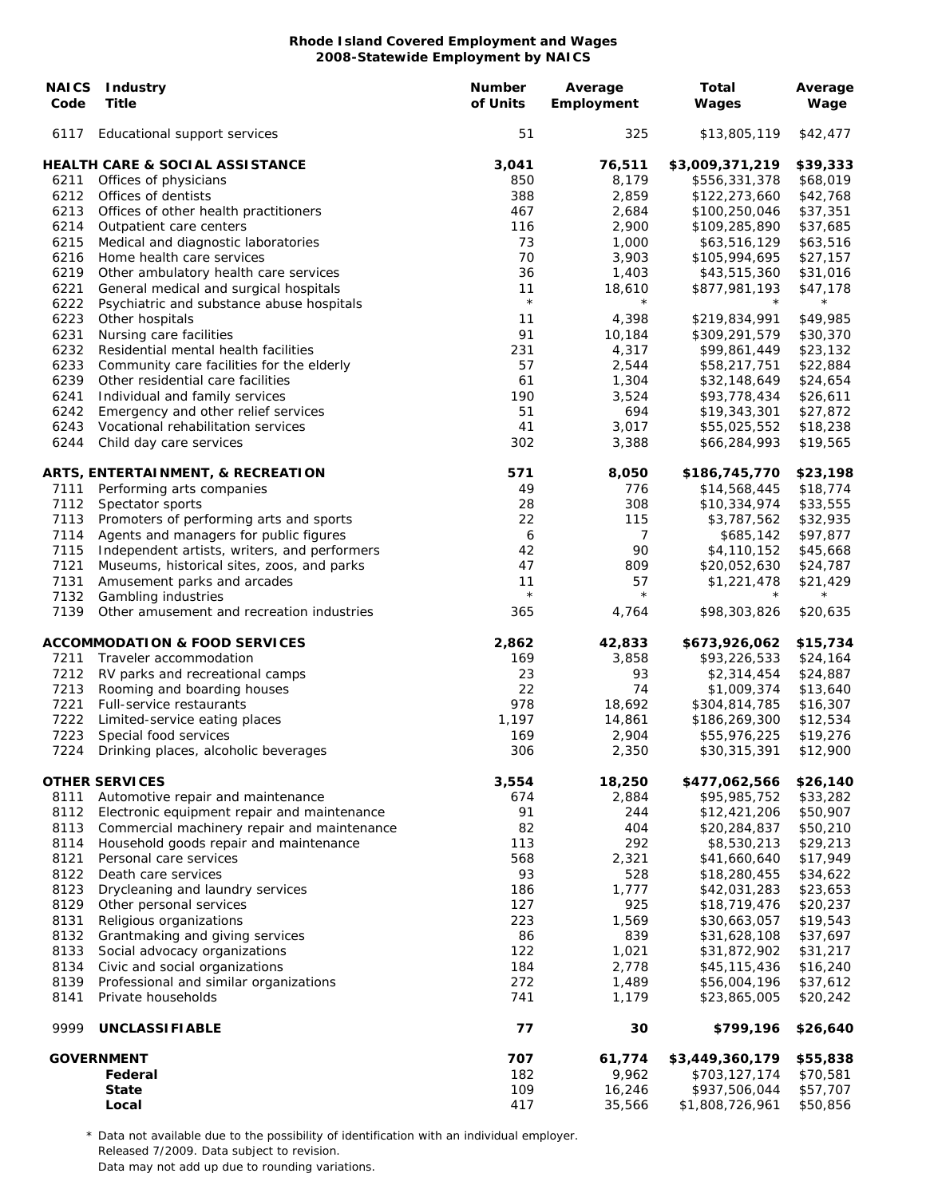**Rhode Island Covered Employment and Wages**
**2008-Statewide Employment by NAICS**

| NAICS Code | Industry Title | Number of Units | Average Employment | Total Wages | Average Wage |
|---|---|---|---|---|---|
| 6117 | Educational support services | 51 | 325 | $13,805,119 | $42,477 |
| | **HEALTH CARE & SOCIAL ASSISTANCE** | **3,041** | **76,511** | **$3,009,371,219** | **$39,333** |
| 6211 | Offices of physicians | 850 | 8,179 | $556,331,378 | $68,019 |
| 6212 | Offices of dentists | 388 | 2,859 | $122,273,660 | $42,768 |
| 6213 | Offices of other health practitioners | 467 | 2,684 | $100,250,046 | $37,351 |
| 6214 | Outpatient care centers | 116 | 2,900 | $109,285,890 | $37,685 |
| 6215 | Medical and diagnostic laboratories | 73 | 1,000 | $63,516,129 | $63,516 |
| 6216 | Home health care services | 70 | 3,903 | $105,994,695 | $27,157 |
| 6219 | Other ambulatory health care services | 36 | 1,403 | $43,515,360 | $31,016 |
| 6221 | General medical and surgical hospitals | 11 | 18,610 | $877,981,193 | $47,178 |
| 6222 | Psychiatric and substance abuse hospitals | * | * | * | * |
| 6223 | Other hospitals | 11 | 4,398 | $219,834,991 | $49,985 |
| 6231 | Nursing care facilities | 91 | 10,184 | $309,291,579 | $30,370 |
| 6232 | Residential mental health facilities | 231 | 4,317 | $99,861,449 | $23,132 |
| 6233 | Community care facilities for the elderly | 57 | 2,544 | $58,217,751 | $22,884 |
| 6239 | Other residential care facilities | 61 | 1,304 | $32,148,649 | $24,654 |
| 6241 | Individual and family services | 190 | 3,524 | $93,778,434 | $26,611 |
| 6242 | Emergency and other relief services | 51 | 694 | $19,343,301 | $27,872 |
| 6243 | Vocational rehabilitation services | 41 | 3,017 | $55,025,552 | $18,238 |
| 6244 | Child day care services | 302 | 3,388 | $66,284,993 | $19,565 |
| | **ARTS, ENTERTAINMENT, & RECREATION** | **571** | **8,050** | **$186,745,770** | **$23,198** |
| 7111 | Performing arts companies | 49 | 776 | $14,568,445 | $18,774 |
| 7112 | Spectator sports | 28 | 308 | $10,334,974 | $33,555 |
| 7113 | Promoters of performing arts and sports | 22 | 115 | $3,787,562 | $32,935 |
| 7114 | Agents and managers for public figures | 6 | 7 | $685,142 | $97,877 |
| 7115 | Independent artists, writers, and performers | 42 | 90 | $4,110,152 | $45,668 |
| 7121 | Museums, historical sites, zoos, and parks | 47 | 809 | $20,052,630 | $24,787 |
| 7131 | Amusement parks and arcades | 11 | 57 | $1,221,478 | $21,429 |
| 7132 | Gambling industries | * | * | * | * |
| 7139 | Other amusement and recreation industries | 365 | 4,764 | $98,303,826 | $20,635 |
| | **ACCOMMODATION & FOOD SERVICES** | **2,862** | **42,833** | **$673,926,062** | **$15,734** |
| 7211 | Traveler accommodation | 169 | 3,858 | $93,226,533 | $24,164 |
| 7212 | RV parks and recreational camps | 23 | 93 | $2,314,454 | $24,887 |
| 7213 | Rooming and boarding houses | 22 | 74 | $1,009,374 | $13,640 |
| 7221 | Full-service restaurants | 978 | 18,692 | $304,814,785 | $16,307 |
| 7222 | Limited-service eating places | 1,197 | 14,861 | $186,269,300 | $12,534 |
| 7223 | Special food services | 169 | 2,904 | $55,976,225 | $19,276 |
| 7224 | Drinking places, alcoholic beverages | 306 | 2,350 | $30,315,391 | $12,900 |
| | **OTHER SERVICES** | **3,554** | **18,250** | **$477,062,566** | **$26,140** |
| 8111 | Automotive repair and maintenance | 674 | 2,884 | $95,985,752 | $33,282 |
| 8112 | Electronic equipment repair and maintenance | 91 | 244 | $12,421,206 | $50,907 |
| 8113 | Commercial machinery repair and maintenance | 82 | 404 | $20,284,837 | $50,210 |
| 8114 | Household goods repair and maintenance | 113 | 292 | $8,530,213 | $29,213 |
| 8121 | Personal care services | 568 | 2,321 | $41,660,640 | $17,949 |
| 8122 | Death care services | 93 | 528 | $18,280,455 | $34,622 |
| 8123 | Drycleaning and laundry services | 186 | 1,777 | $42,031,283 | $23,653 |
| 8129 | Other personal services | 127 | 925 | $18,719,476 | $20,237 |
| 8131 | Religious organizations | 223 | 1,569 | $30,663,057 | $19,543 |
| 8132 | Grantmaking and giving services | 86 | 839 | $31,628,108 | $37,697 |
| 8133 | Social advocacy organizations | 122 | 1,021 | $31,872,902 | $31,217 |
| 8134 | Civic and social organizations | 184 | 2,778 | $45,115,436 | $16,240 |
| 8139 | Professional and similar organizations | 272 | 1,489 | $56,004,196 | $37,612 |
| 8141 | Private households | 741 | 1,179 | $23,865,005 | $20,242 |
| 9999 | **UNCLASSIFIABLE** | **77** | **30** | **$799,196** | **$26,640** |
| | **GOVERNMENT** | **707** | **61,774** | **$3,449,360,179** | **$55,838** |
| | **Federal** | 182 | 9,962 | $703,127,174 | $70,581 |
| | **State** | 109 | 16,246 | $937,506,044 | $57,707 |
| | **Local** | 417 | 35,566 | $1,808,726,961 | $50,856 |

* Data not available due to the possibility of identification with an individual employer.
Released 7/2009. Data subject to revision.
Data may not add up due to rounding variations.